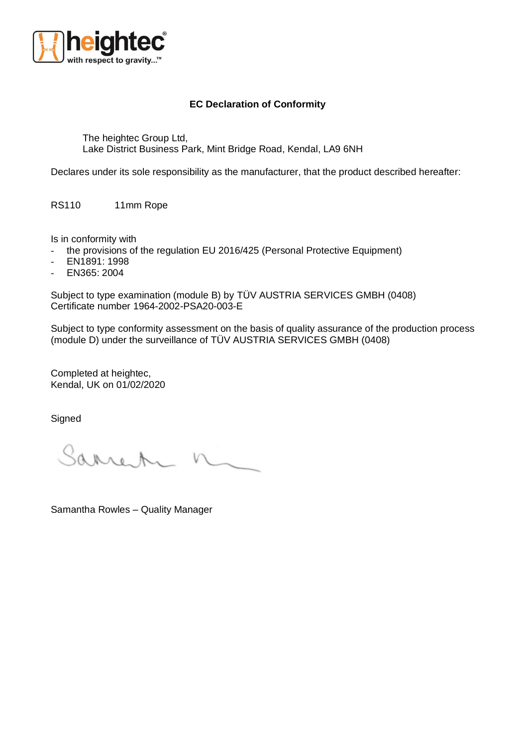# EC Declaration of Conformity

The heightec Group Ltd,
Lake District Business Park, Mint Bridge Road, Kendal, LA9 6NH

Declares under its sole responsibility as the manufacturer, that the product described hereafter:

RS110 11mm Rope

Is in conformity with

- the provisions of the regulation EU 2016/425 (Personal Protective Equipment)
- EN1891: 1998
- EN365: 2004

Subject to type examination (module B) by TÜV AUSTRIA SERVICES GMBH (0408)
Certificate number 1964-2002-PSA20-003-E

Subject to type conformity assessment on the basis of quality assurance of the production process (module D) under the surveillance of TÜV AUSTRIA SERVICES GMBH (0408)

Completed at heightec,
Kendal, UK on 01/02/2020

Signed

Samantha Rowles – Quality Manager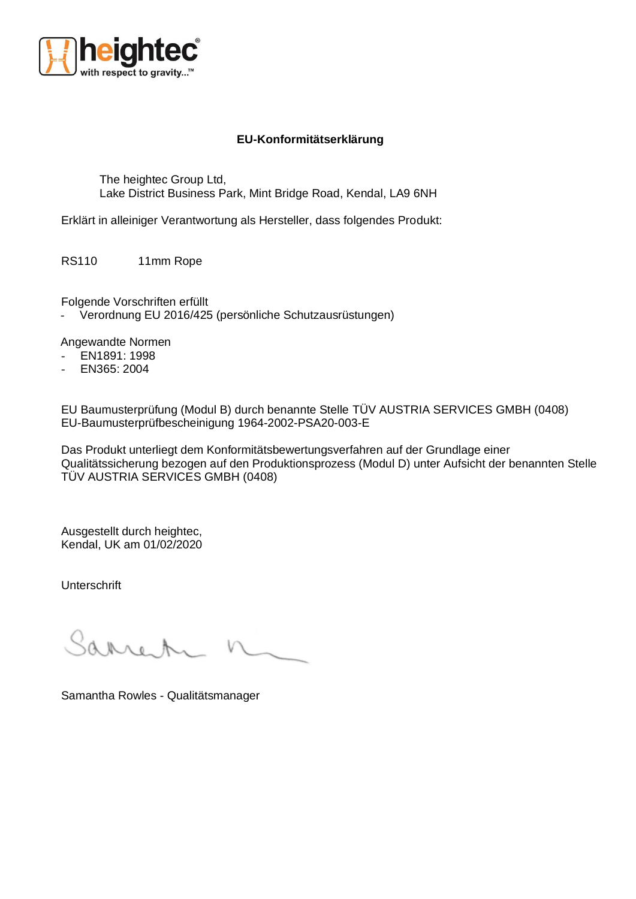## EU-Konformitätserklärung

The heightec Group Ltd,
Lake District Business Park, Mint Bridge Road, Kendal, LA9 6NH

Erklärt in alleiniger Verantwortung als Hersteller, dass folgendes Produkt:

RS110 11mm Rope

Folgende Vorschriften erfüllt

- Verordnung EU 2016/425 (persönliche Schutzausrüstungen)

Angewandte Normen

- EN1891: 1998
- EN365: 2004

EU Baumusterprüfung (Modul B) durch benannte Stelle TÜV AUSTRIA SERVICES GMBH (0408)
EU-Baumusterprüfbescheinigung 1964-2002-PSA20-003-E

Das Produkt unterliegt dem Konformitätsbewertungsverfahren auf der Grundlage einer Qualitätssicherung bezogen auf den Produktionsprozess (Modul D) unter Aufsicht der benannten Stelle TÜV AUSTRIA SERVICES GMBH (0408)

Ausgestellt durch heightec,
Kendal, UK am 01/02/2020

Unterschrift

Samantha Rowles - Qualitätsmanager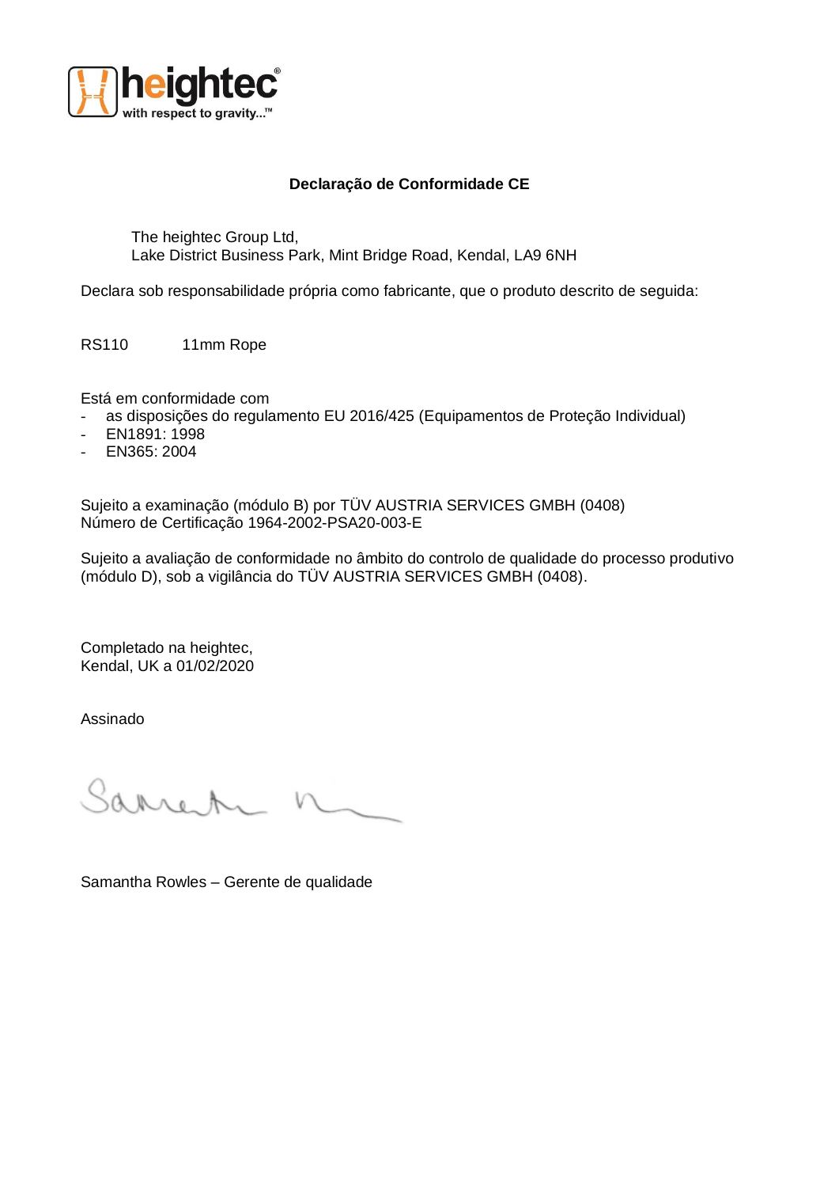heightec
with respect to gravity...™

## Declaração de Conformidade CE

The heightec Group Ltd,
Lake District Business Park, Mint Bridge Road, Kendal, LA9 6NH

Declara sob responsabilidade própria como fabricante, que o produto descrito de seguida:

RS110 11mm Rope

Está em conformidade com
- as disposições do regulamento EU 2016/425 (Equipamentos de Proteção Individual)
- EN1891: 1998
- EN365: 2004

Sujeito a examinação (módulo B) por TÜV AUSTRIA SERVICES GMBH (0408)
Número de Certificação 1964-2002-PSA20-003-E

Sujeito a avaliação de conformidade no âmbito do controlo de qualidade do processo produtivo (módulo D), sob a vigilância do TÜV AUSTRIA SERVICES GMBH (0408).

Completado na heightec,
Kendal, UK a 01/02/2020

Assinado

Samantha Rowles – Gerente de qualidade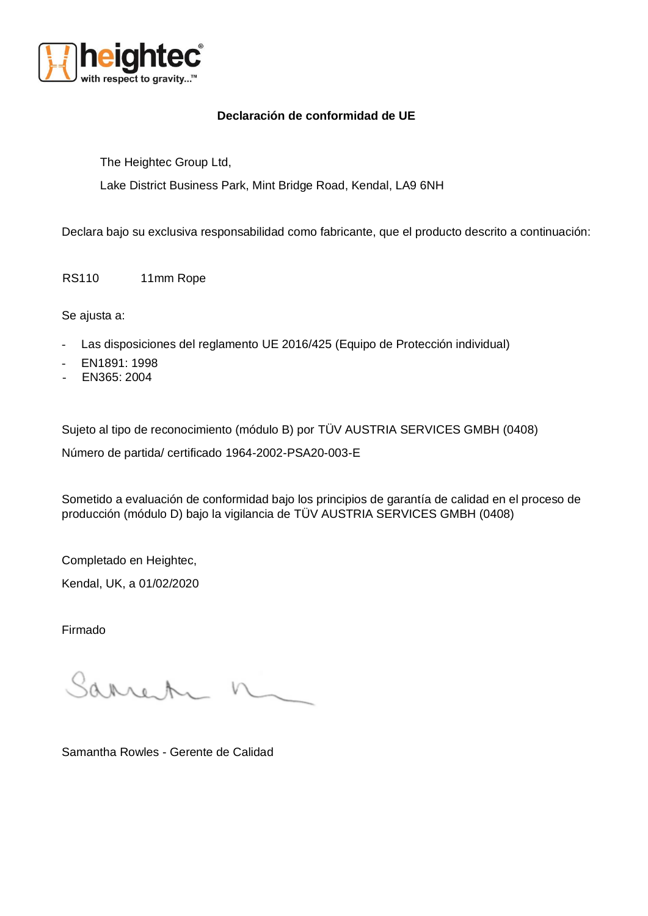heightec
with respect to gravity...™

**Declaración de conformidad de UE**

The Heightec Group Ltd,

Lake District Business Park, Mint Bridge Road, Kendal, LA9 6NH

Declara bajo su exclusiva responsabilidad como fabricante, que el producto descrito a continuación:

RS110 11mm Rope

Se ajusta a:

- Las disposiciones del reglamento UE 2016/425 (Equipo de Protección individual)
- EN1891: 1998
- EN365: 2004

Sujeto al tipo de reconocimiento (módulo B) por TÜV AUSTRIA SERVICES GMBH (0408)

Número de partida/ certificado 1964-2002-PSA20-003-E

Sometido a evaluación de conformidad bajo los principios de garantía de calidad en el proceso de producción (módulo D) bajo la vigilancia de TÜV AUSTRIA SERVICES GMBH (0408)

Completado en Heightec,

Kendal, UK, a 01/02/2020

Firmado

Samantha Rowles - Gerente de Calidad